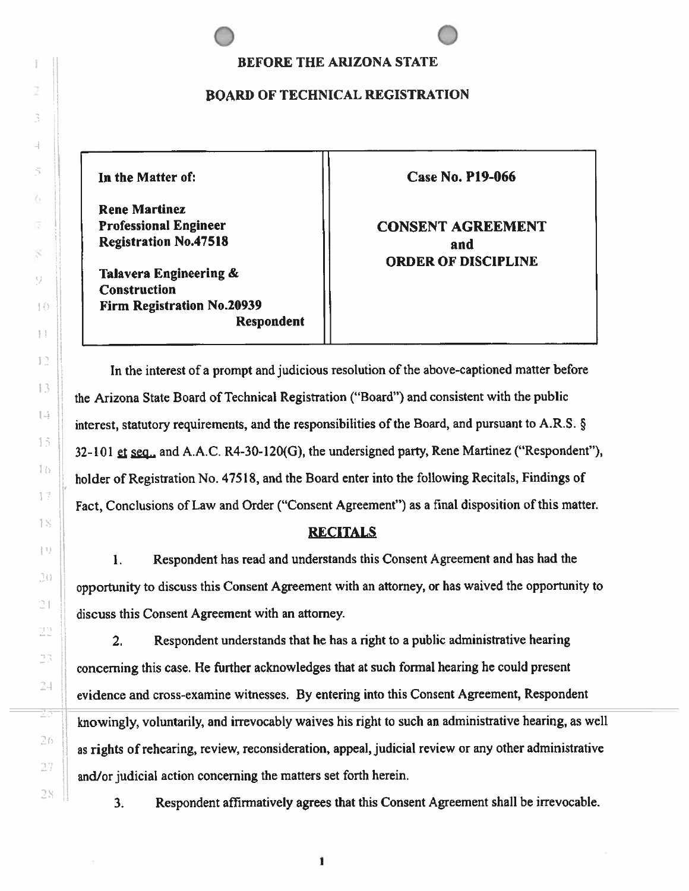# BEFORE THE ARIZONA STATE

# BOARD OF TECHNICAL REGISTRATION

| In the Matter of: | Case No. P19-066 |
|---|---|
| **Rene Martinez**<br>**Professional Engineer**<br>**Registration No.47518**<br><br>**Talavera Engineering & Construction**<br>**Firm Registration No.20939**<br>**Respondent** | **CONSENT AGREEMENT**<br>**and**<br>**ORDER OF DISCIPLINE** |

In the interest of a prompt and judicious resolution of the above-captioned matter before the Arizona State Board of Technical Registration ("Board") and consistent with the public interest, statutory requirements, and the responsibilities of the Board, and pursuant to A.R.S. § 32-101 et seq., and A.A.C. R4-30-120(G), the undersigned party, Rene Martinez ("Respondent"), holder of Registration No. 47518, and the Board enter into the following Recitals, Findings of Fact, Conclusions of Law and Order ("Consent Agreement") as a final disposition of this matter.

## RECITALS

1. Respondent has read and understands this Consent Agreement and has had the opportunity to discuss this Consent Agreement with an attorney, or has waived the opportunity to discuss this Consent Agreement with an attorney.

2. Respondent understands that he has a right to a public administrative hearing concerning this case. He further acknowledges that at such formal hearing he could present evidence and cross-examine witnesses. By entering into this Consent Agreement, Respondent knowingly, voluntarily, and irrevocably waives his right to such an administrative hearing, as well as rights of rehearing, review, reconsideration, appeal, judicial review or any other administrative and/or judicial action concerning the matters set forth herein.

3. Respondent affirmatively agrees that this Consent Agreement shall be irrevocable.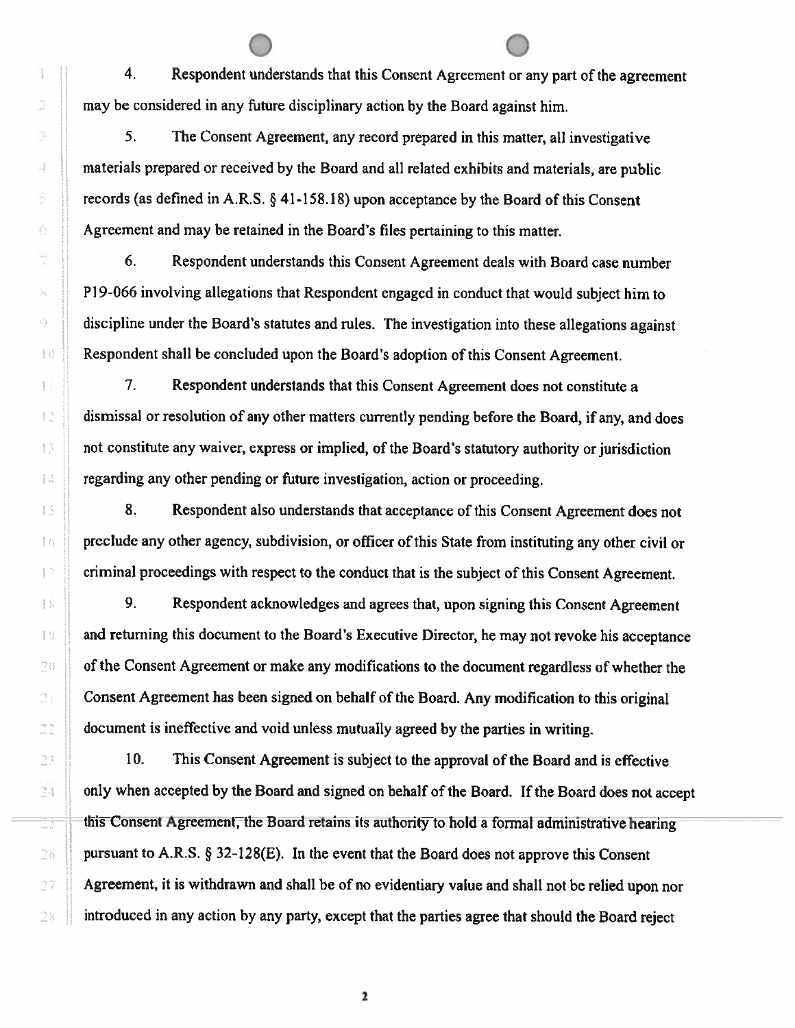4. Respondent understands that this Consent Agreement or any part of the agreement may be considered in any future disciplinary action by the Board against him.

5. The Consent Agreement, any record prepared in this matter, all investigative materials prepared or received by the Board and all related exhibits and materials, are public records (as defined in A.R.S. § 41-158.18) upon acceptance by the Board of this Consent Agreement and may be retained in the Board's files pertaining to this matter.

6. Respondent understands this Consent Agreement deals with Board case number P19-066 involving allegations that Respondent engaged in conduct that would subject him to discipline under the Board's statutes and rules. The investigation into these allegations against Respondent shall be concluded upon the Board's adoption of this Consent Agreement.

7. Respondent understands that this Consent Agreement does not constitute a dismissal or resolution of any other matters currently pending before the Board, if any, and does not constitute any waiver, express or implied, of the Board's statutory authority or jurisdiction regarding any other pending or future investigation, action or proceeding.

8. Respondent also understands that acceptance of this Consent Agreement does not preclude any other agency, subdivision, or officer of this State from instituting any other civil or criminal proceedings with respect to the conduct that is the subject of this Consent Agreement.

9. Respondent acknowledges and agrees that, upon signing this Consent Agreement and returning this document to the Board's Executive Director, he may not revoke his acceptance of the Consent Agreement or make any modifications to the document regardless of whether the Consent Agreement has been signed on behalf of the Board. Any modification to this original document is ineffective and void unless mutually agreed by the parties in writing.

10. This Consent Agreement is subject to the approval of the Board and is effective only when accepted by the Board and signed on behalf of the Board. If the Board does not accept this Consent Agreement, the Board retains its authority to hold a formal administrative hearing pursuant to A.R.S. § 32-128(E). In the event that the Board does not approve this Consent Agreement, it is withdrawn and shall be of no evidentiary value and shall not be relied upon nor introduced in any action by any party, except that the parties agree that should the Board reject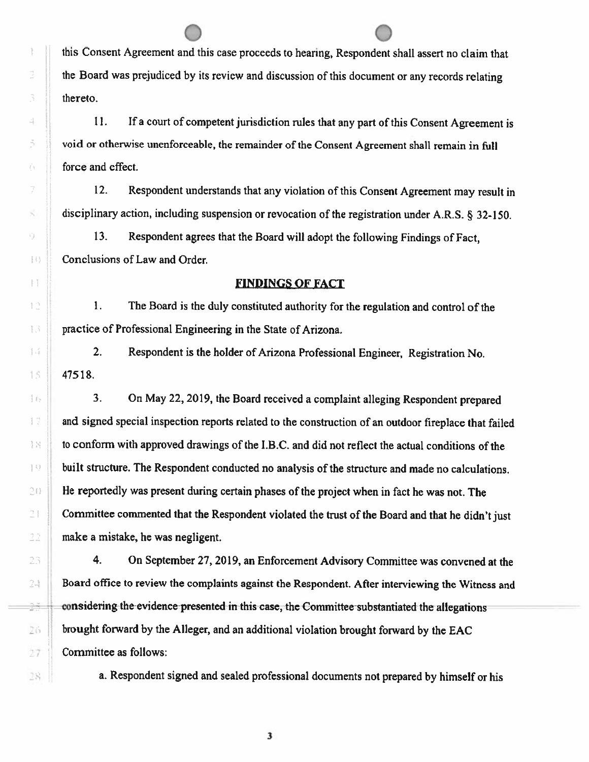this Consent Agreement and this case proceeds to hearing, Respondent shall assert no claim that the Board was prejudiced by its review and discussion of this document or any records relating thereto.

11. If a court of competent jurisdiction rules that any part of this Consent Agreement is void or otherwise unenforceable, the remainder of the Consent Agreement shall remain in full force and effect.

12. Respondent understands that any violation of this Consent Agreement may result in disciplinary action, including suspension or revocation of the registration under A.R.S. § 32-150.

13. Respondent agrees that the Board will adopt the following Findings of Fact, Conclusions of Law and Order.

## FINDINGS OF FACT

1. The Board is the duly constituted authority for the regulation and control of the practice of Professional Engineering in the State of Arizona.

2. Respondent is the holder of Arizona Professional Engineer, Registration No. 47518.

3. On May 22, 2019, the Board received a complaint alleging Respondent prepared and signed special inspection reports related to the construction of an outdoor fireplace that failed to conform with approved drawings of the I.B.C. and did not reflect the actual conditions of the built structure. The Respondent conducted no analysis of the structure and made no calculations. He reportedly was present during certain phases of the project when in fact he was not. The Committee commented that the Respondent violated the trust of the Board and that he didn't just make a mistake, he was negligent.

4. On September 27, 2019, an Enforcement Advisory Committee was convened at the Board office to review the complaints against the Respondent. After interviewing the Witness and considering the evidence presented in this case, the Committee substantiated the allegations brought forward by the Alleger, and an additional violation brought forward by the EAC Committee as follows:

a. Respondent signed and sealed professional documents not prepared by himself or his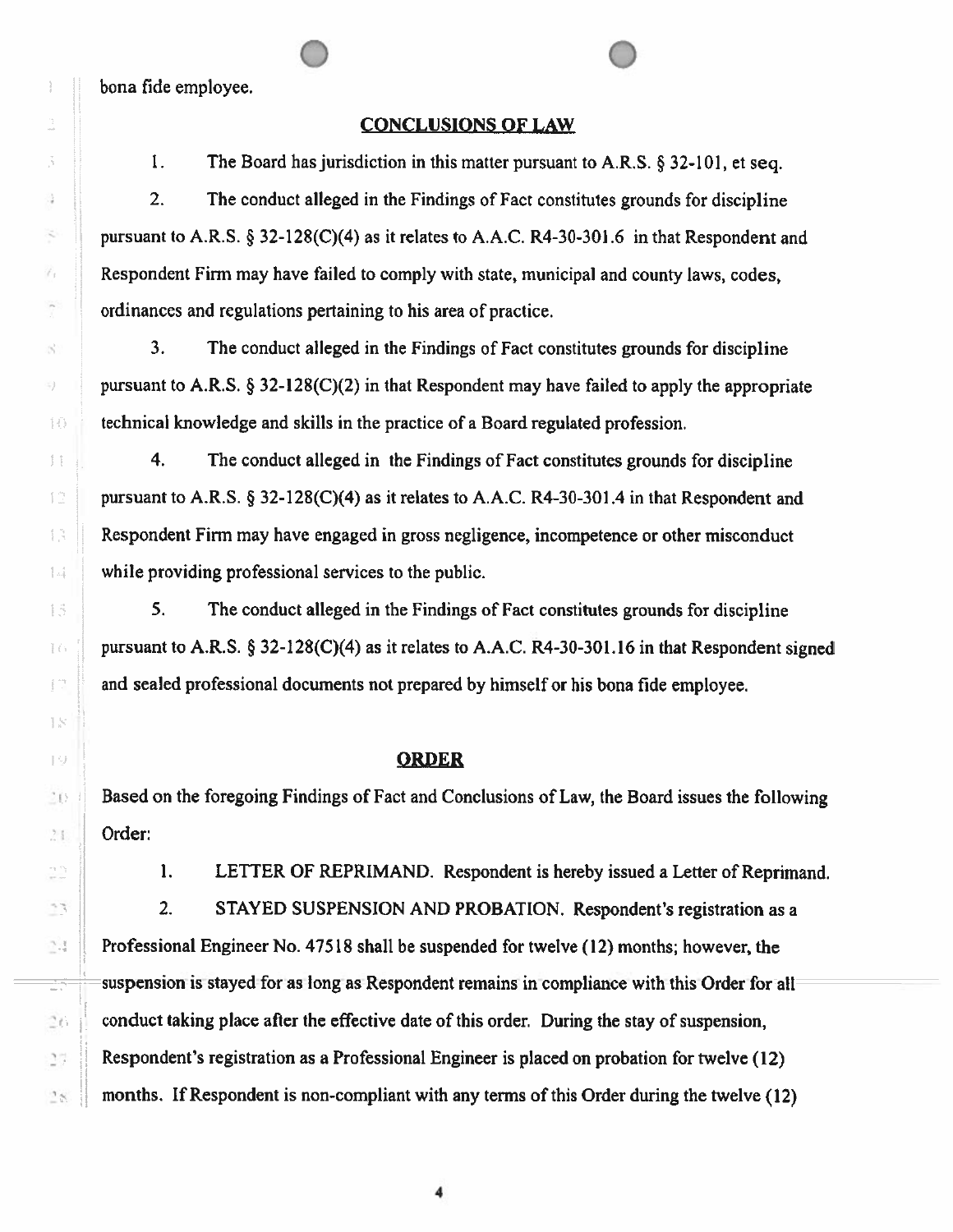bona fide employee.

## CONCLUSIONS OF LAW

1. The Board has jurisdiction in this matter pursuant to A.R.S. § 32-101, et seq.

2. The conduct alleged in the Findings of Fact constitutes grounds for discipline pursuant to A.R.S. § 32-128(C)(4) as it relates to A.A.C. R4-30-301.6 in that Respondent and Respondent Firm may have failed to comply with state, municipal and county laws, codes, ordinances and regulations pertaining to his area of practice.

3. The conduct alleged in the Findings of Fact constitutes grounds for discipline pursuant to A.R.S. § 32-128(C)(2) in that Respondent may have failed to apply the appropriate technical knowledge and skills in the practice of a Board regulated profession.

4. The conduct alleged in the Findings of Fact constitutes grounds for discipline pursuant to A.R.S. § 32-128(C)(4) as it relates to A.A.C. R4-30-301.4 in that Respondent and Respondent Firm may have engaged in gross negligence, incompetence or other misconduct while providing professional services to the public.

5. The conduct alleged in the Findings of Fact constitutes grounds for discipline pursuant to A.R.S. § 32-128(C)(4) as it relates to A.A.C. R4-30-301.16 in that Respondent signed and sealed professional documents not prepared by himself or his bona fide employee.

## ORDER

Based on the foregoing Findings of Fact and Conclusions of Law, the Board issues the following Order:

1. LETTER OF REPRIMAND. Respondent is hereby issued a Letter of Reprimand.

2. STAYED SUSPENSION AND PROBATION. Respondent's registration as a Professional Engineer No. 47518 shall be suspended for twelve (12) months; however, the suspension is stayed for as long as Respondent remains in compliance with this Order for all conduct taking place after the effective date of this order. During the stay of suspension, Respondent's registration as a Professional Engineer is placed on probation for twelve (12) months. If Respondent is non-compliant with any terms of this Order during the twelve (12)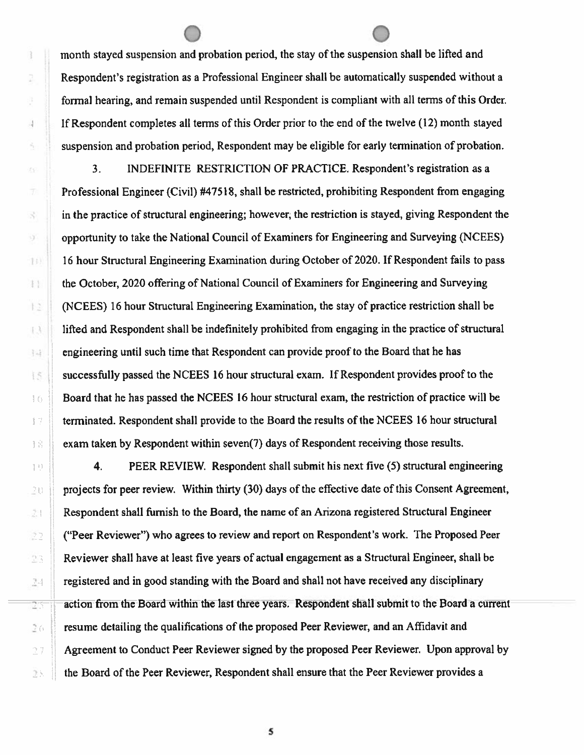month stayed suspension and probation period, the stay of the suspension shall be lifted and Respondent's registration as a Professional Engineer shall be automatically suspended without a formal hearing, and remain suspended until Respondent is compliant with all terms of this Order. If Respondent completes all terms of this Order prior to the end of the twelve (12) month stayed suspension and probation period, Respondent may be eligible for early termination of probation.

3. INDEFINITE RESTRICTION OF PRACTICE. Respondent's registration as a Professional Engineer (Civil) #47518, shall be restricted, prohibiting Respondent from engaging in the practice of structural engineering; however, the restriction is stayed, giving Respondent the opportunity to take the National Council of Examiners for Engineering and Surveying (NCEES) 16 hour Structural Engineering Examination during October of 2020. If Respondent fails to pass the October, 2020 offering of National Council of Examiners for Engineering and Surveying (NCEES) 16 hour Structural Engineering Examination, the stay of practice restriction shall be lifted and Respondent shall be indefinitely prohibited from engaging in the practice of structural engineering until such time that Respondent can provide proof to the Board that he has successfully passed the NCEES 16 hour structural exam. If Respondent provides proof to the Board that he has passed the NCEES 16 hour structural exam, the restriction of practice will be terminated. Respondent shall provide to the Board the results of the NCEES 16 hour structural exam taken by Respondent within seven(7) days of Respondent receiving those results.

4. PEER REVIEW. Respondent shall submit his next five (5) structural engineering projects for peer review. Within thirty (30) days of the effective date of this Consent Agreement, Respondent shall furnish to the Board, the name of an Arizona registered Structural Engineer ("Peer Reviewer") who agrees to review and report on Respondent's work. The Proposed Peer Reviewer shall have at least five years of actual engagement as a Structural Engineer, shall be registered and in good standing with the Board and shall not have received any disciplinary action from the Board within the last three years. Respondent shall submit to the Board a current resume detailing the qualifications of the proposed Peer Reviewer, and an Affidavit and Agreement to Conduct Peer Reviewer signed by the proposed Peer Reviewer. Upon approval by the Board of the Peer Reviewer, Respondent shall ensure that the Peer Reviewer provides a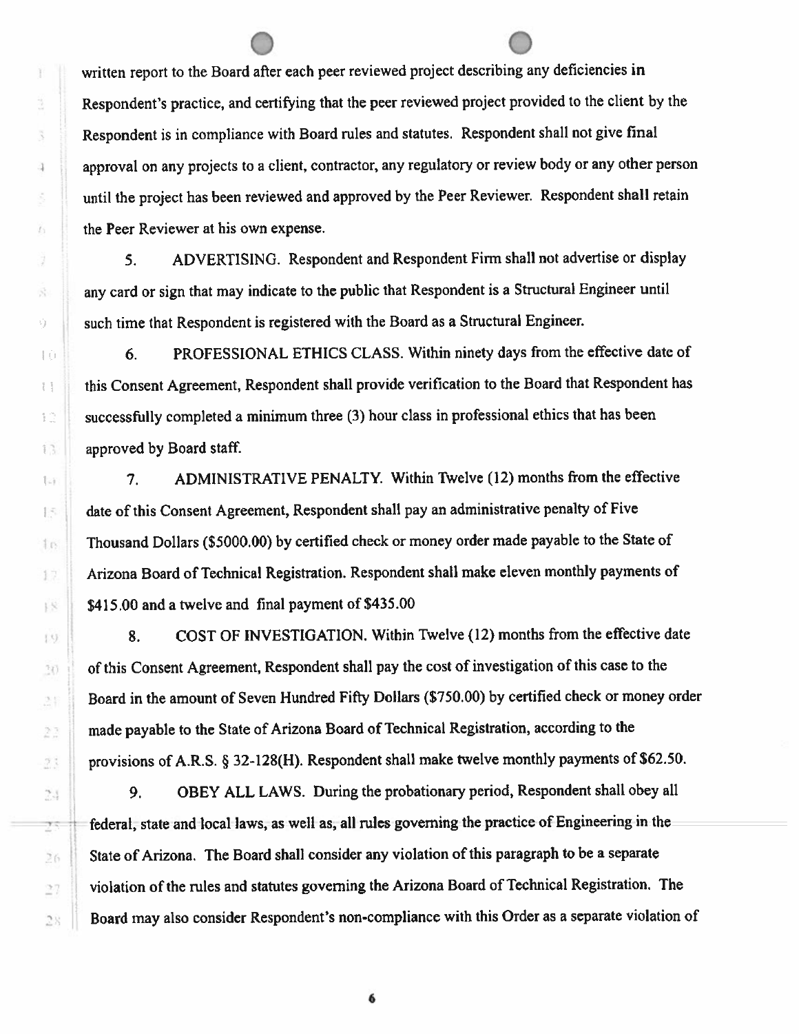written report to the Board after each peer reviewed project describing any deficiencies in Respondent's practice, and certifying that the peer reviewed project provided to the client by the Respondent is in compliance with Board rules and statutes. Respondent shall not give final approval on any projects to a client, contractor, any regulatory or review body or any other person until the project has been reviewed and approved by the Peer Reviewer. Respondent shall retain the Peer Reviewer at his own expense.

5. ADVERTISING. Respondent and Respondent Firm shall not advertise or display any card or sign that may indicate to the public that Respondent is a Structural Engineer until such time that Respondent is registered with the Board as a Structural Engineer.

6. PROFESSIONAL ETHICS CLASS. Within ninety days from the effective date of this Consent Agreement, Respondent shall provide verification to the Board that Respondent has successfully completed a minimum three (3) hour class in professional ethics that has been approved by Board staff.

7. ADMINISTRATIVE PENALTY. Within Twelve (12) months from the effective date of this Consent Agreement, Respondent shall pay an administrative penalty of Five Thousand Dollars ($5000.00) by certified check or money order made payable to the State of Arizona Board of Technical Registration. Respondent shall make eleven monthly payments of $415.00 and a twelve and final payment of $435.00

8. COST OF INVESTIGATION. Within Twelve (12) months from the effective date of this Consent Agreement, Respondent shall pay the cost of investigation of this case to the Board in the amount of Seven Hundred Fifty Dollars ($750.00) by certified check or money order made payable to the State of Arizona Board of Technical Registration, according to the provisions of A.R.S. § 32-128(H). Respondent shall make twelve monthly payments of $62.50.

9. OBEY ALL LAWS. During the probationary period, Respondent shall obey all federal, state and local laws, as well as, all rules governing the practice of Engineering in the State of Arizona. The Board shall consider any violation of this paragraph to be a separate violation of the rules and statutes governing the Arizona Board of Technical Registration. The Board may also consider Respondent's non-compliance with this Order as a separate violation of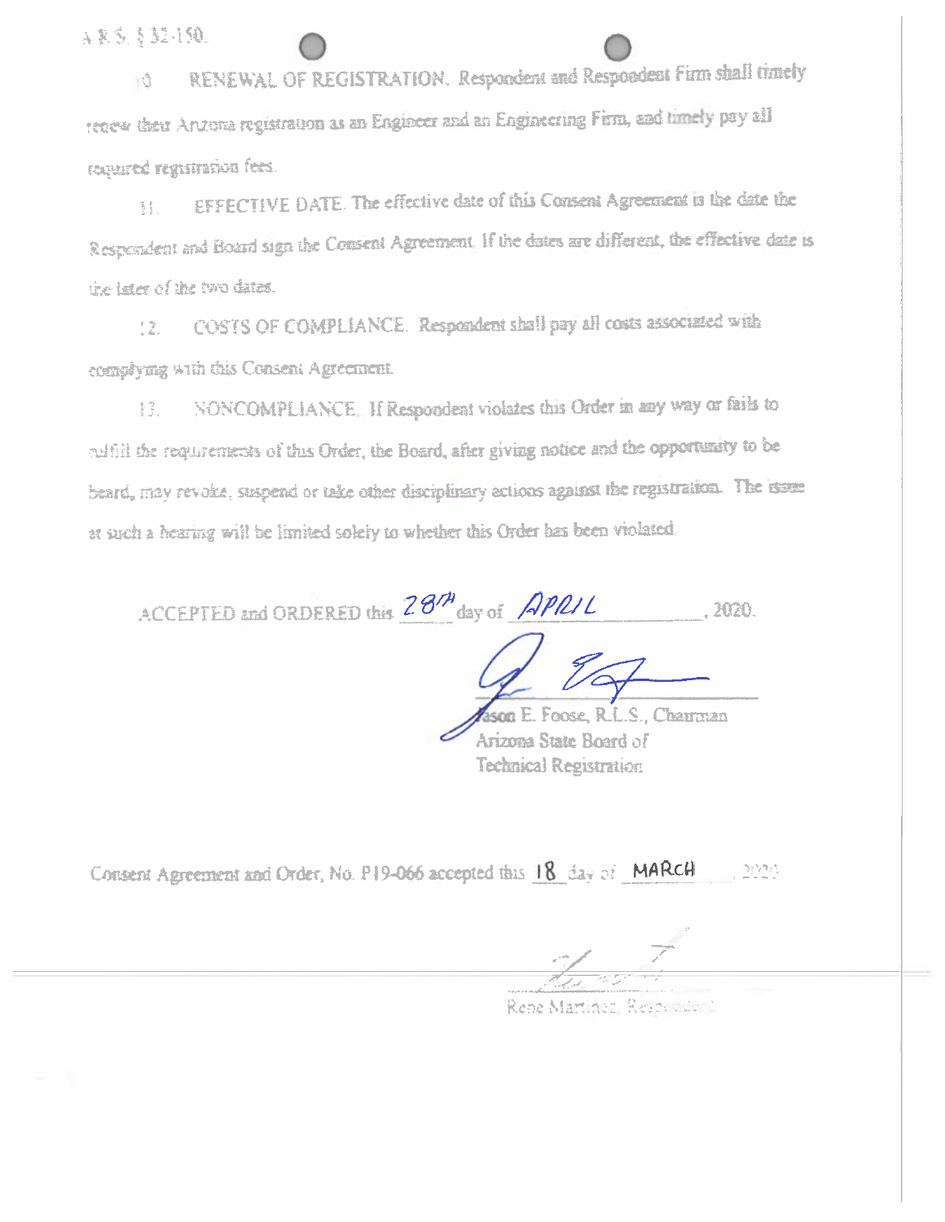A.R.S. § 32-150.

10. RENEWAL OF REGISTRATION. Respondent and Respondent Firm shall timely renew their Arizona registration as an Engineer and an Engineering Firm, and timely pay all required registration fees.

11. EFFECTIVE DATE. The effective date of this Consent Agreement is the date the Respondent and Board sign the Consent Agreement. If the dates are different, the effective date is the later of the two dates.

12. COSTS OF COMPLIANCE. Respondent shall pay all costs associated with complying with this Consent Agreement.

13. NONCOMPLIANCE. If Respondent violates this Order in any way or fails to fulfill the requirements of this Order, the Board, after giving notice and the opportunity to be heard, may revoke, suspend or take other disciplinary actions against the registration. The issue at such a hearing will be limited solely to whether this Order has been violated.

ACCEPTED and ORDERED this 28th day of APRIL, 2020.

Jason E. Foose, R.L.S., Chairman
Arizona State Board of
Technical Registration

Consent Agreement and Order, No. P19-066 accepted this 18 day of MARCH, 2020

Rene Martinez, Respondent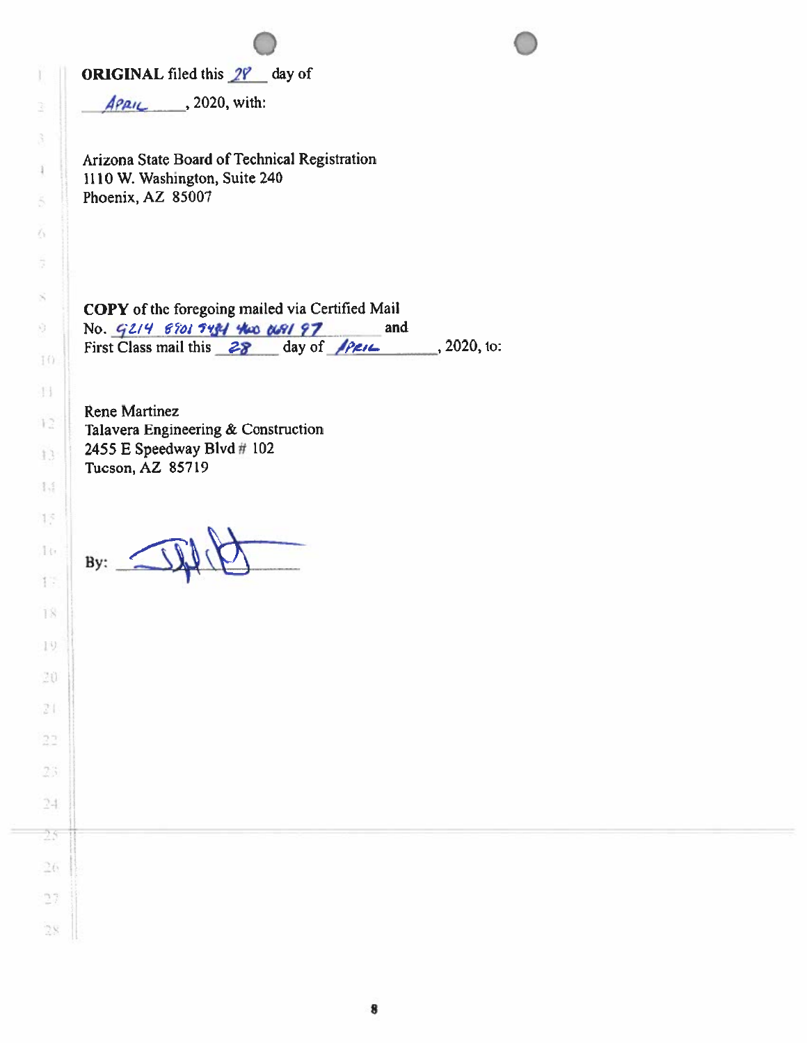**ORIGINAL** filed this 28 day of April, 2020, with:

Arizona State Board of Technical Registration
1110 W. Washington, Suite 240
Phoenix, AZ 85007

**COPY** of the foregoing mailed via Certified Mail
No. 9214 8901 9484 4400 0681 97 and
First Class mail this 28 day of April, 2020, to:

Rene Martinez
Talavera Engineering & Construction
2455 E Speedway Blvd # 102
Tucson, AZ 85719

By: ____________________